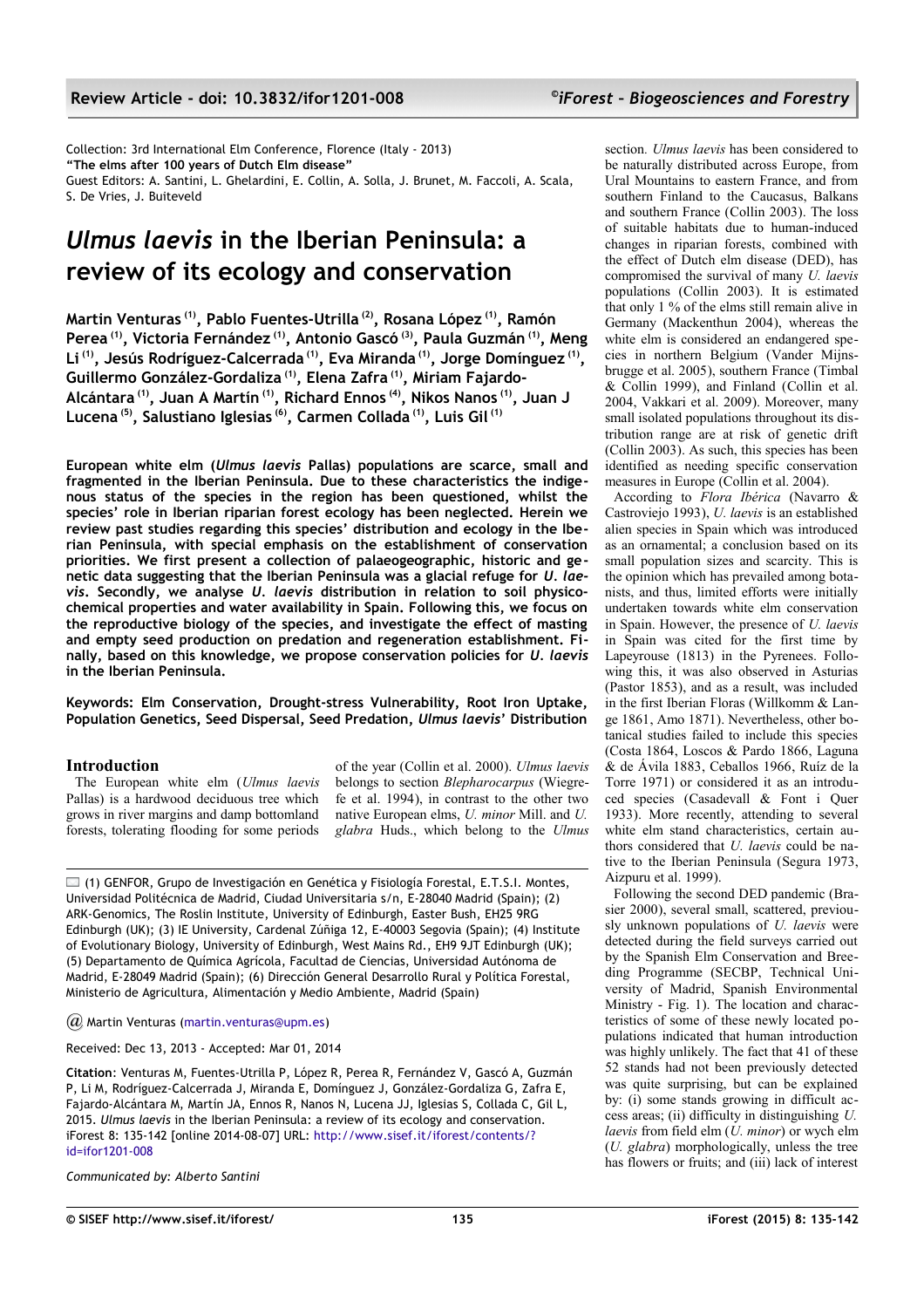Collection: 3rd International Elm Conference, Florence (Italy - 2013)
**"The elms after 100 years of Dutch Elm disease"**
Guest Editors: A. Santini, L. Ghelardini, E. Collin, A. Solla, J. Brunet, M. Faccoli, A. Scala, S. De Vries, J. Buiteveld

# *Ulmus laevis* in the Iberian Peninsula: a review of its ecology and conservation

**Martin Venturas [1], Pablo Fuentes-Utrilla [2], Rosana López [1], Ramón Perea [1], Victoria Fernández [1], Antonio Gascó [3], Paula Guzmán [1], Meng Li [1], Jesús Rodríguez-Calcerrada [1], Eva Miranda [1], Jorge Domínguez [1], Guillermo González-Gordaliza [1], Elena Zafra [1], Miriam Fajardo-Alcántara [1], Juan A Martín [1], Richard Ennos [4], Nikos Nanos [1], Juan J Lucena [5], Salustiano Iglesias [6], Carmen Collada [1], Luis Gil [1]**

**European white elm (*Ulmus laevis* Pallas) populations are scarce, small and fragmented in the Iberian Peninsula. Due to these characteristics the indigenous status of the species in the region has been questioned, whilst the species' role in Iberian riparian forest ecology has been neglected. Herein we review past studies regarding this species' distribution and ecology in the Iberian Peninsula, with special emphasis on the establishment of conservation priorities. We first present a collection of palaeogeographic, historic and genetic data suggesting that the Iberian Peninsula was a glacial refuge for *U. laevis*. Secondly, we analyse *U. laevis* distribution in relation to soil physicochemical properties and water availability in Spain. Following this, we focus on the reproductive biology of the species, and investigate the effect of masting and empty seed production on predation and regeneration establishment. Finally, based on this knowledge, we propose conservation policies for *U. laevis* in the Iberian Peninsula.**

**Keywords: Elm Conservation, Drought-stress Vulnerability, Root Iron Uptake, Population Genetics, Seed Dispersal, Seed Predation, *Ulmus laevis*' Distribution**

## Introduction

The European white elm (*Ulmus laevis* Pallas) is a hardwood deciduous tree which grows in river margins and damp bottomland forests, tolerating flooding for some periods of the year (Collin et al. 2000). *Ulmus laevis* belongs to section *Blepharocarpus* (Wiegrefe et al. 1994), in contrast to the other two native European elms, *U. minor* Mill. and *U. glabra* Huds., which belong to the *Ulmus* section. *Ulmus laevis* has been considered to be naturally distributed across Europe, from Ural Mountains to eastern France, and from southern Finland to the Caucasus, Balkans and southern France (Collin 2003). The loss of suitable habitats due to human-induced changes in riparian forests, combined with the effect of Dutch elm disease (DED), has compromised the survival of many *U. laevis* populations (Collin 2003). It is estimated that only 1 % of the elms still remain alive in Germany (Mackenthun 2004), whereas the white elm is considered an endangered species in northern Belgium (Vander Mijnsbrugge et al. 2005), southern France (Timbal & Collin 1999), and Finland (Collin et al. 2004, Vakkari et al. 2009). Moreover, many small isolated populations throughout its distribution range are at risk of genetic drift (Collin 2003). As such, this species has been identified as needing specific conservation measures in Europe (Collin et al. 2004).

According to *Flora Ibérica* (Navarro & Castroviejo 1993), *U. laevis* is an established alien species in Spain which was introduced as an ornamental; a conclusion based on its small population sizes and scarcity. This is the opinion which has prevailed among botanists, and thus, limited efforts were initially undertaken towards white elm conservation in Spain. However, the presence of *U. laevis* in Spain was cited for the first time by Lapeyrouse (1813) in the Pyrenees. Following this, it was also observed in Asturias (Pastor 1853), and as a result, was included in the first Iberian Floras (Willkomm & Lange 1861, Amo 1871). Nevertheless, other botanical studies failed to include this species (Costa 1864, Loscos & Pardo 1866, Laguna & de Ávila 1883, Ceballos 1966, Ruíz de la Torre 1971) or considered it as an introduced species (Casadevall & Font i Quer 1933). More recently, attending to several white elm stand characteristics, certain authors considered that *U. laevis* could be native to the Iberian Peninsula (Segura 1973, Aizpuru et al. 1999).

Following the second DED pandemic (Brasier 2000), several small, scattered, previously unknown populations of *U. laevis* were detected during the field surveys carried out by the Spanish Elm Conservation and Breeding Programme (SECBP, Technical University of Madrid, Spanish Environmental Ministry - Fig. 1). The location and characteristics of some of these newly located populations indicated that human introduction was highly unlikely. The fact that 41 of these 52 stands had not been previously detected was quite surprising, but can be explained by: (i) some stands growing in difficult access areas; (ii) difficulty in distinguishing *U. laevis* from field elm (*U. minor*) or wych elm (*U. glabra*) morphologically, unless the tree has flowers or fruits; and (iii) lack of interest

(1) GENFOR, Grupo de Investigación en Genética y Fisiología Forestal, E.T.S.I. Montes, Universidad Politécnica de Madrid, Ciudad Universitaria s/n, E-28040 Madrid (Spain); (2) ARK-Genomics, The Roslin Institute, University of Edinburgh, Easter Bush, EH25 9RG Edinburgh (UK); (3) IE University, Cardenal Zúñiga 12, E-40003 Segovia (Spain); (4) Institute of Evolutionary Biology, University of Edinburgh, West Mains Rd., EH9 9JT Edinburgh (UK); (5) Departamento de Química Agrícola, Facultad de Ciencias, Universidad Autónoma de Madrid, E-28049 Madrid (Spain); (6) Dirección General Desarrollo Rural y Política Forestal, Ministerio de Agricultura, Alimentación y Medio Ambiente, Madrid (Spain)

@ Martin Venturas (martin.venturas@upm.es)

Received: Dec 13, 2013 - Accepted: Mar 01, 2014

**Citation**: Venturas M, Fuentes-Utrilla P, López R, Perea R, Fernández V, Gascó A, Guzmán P, Li M, Rodríguez-Calcerrada J, Miranda E, Domínguez J, González-Gordaliza G, Zafra E, Fajardo-Alcántara M, Martín JA, Ennos R, Nanos N, Lucena JJ, Iglesias S, Collada C, Gil L, 2015. *Ulmus laevis* in the Iberian Peninsula: a review of its ecology and conservation. iForest 8: 135-142 [online 2014-08-07] URL: http://www.sisef.it/iforest/contents/?id=ifor1201-008

*Communicated by: Alberto Santini*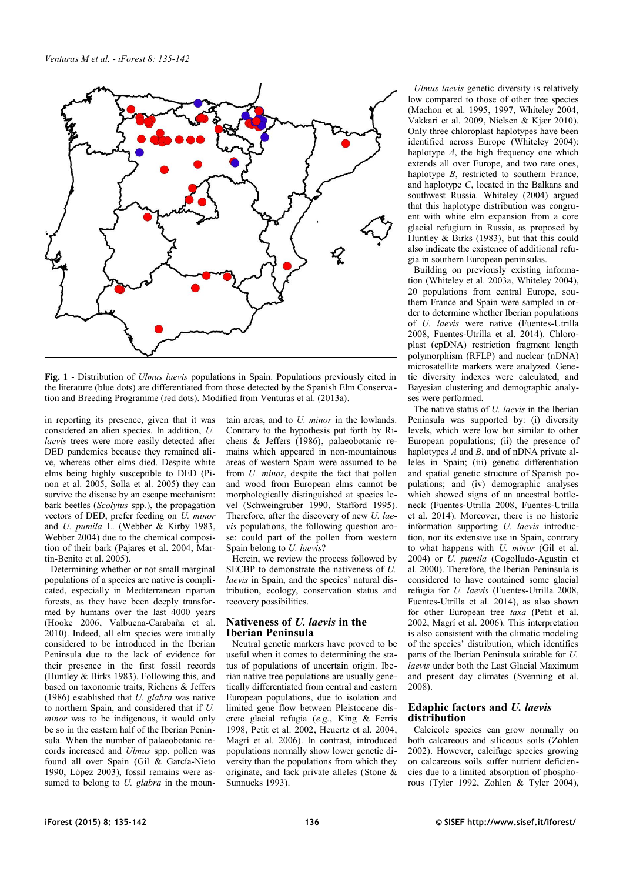Fig. 1 - Distribution of *Ulmus laevis* populations in Spain. Populations previously cited in the literature (blue dots) are differentiated from those detected by the Spanish Elm Conservation and Breeding Programme (red dots). Modified from Venturas et al. (2013a).

in reporting its presence, given that it was considered an alien species. In addition, *U. laevis* trees were more easily detected after DED pandemics because they remained alive, whereas other elms died. Despite white elms being highly susceptible to DED (Pinon et al. 2005, Solla et al. 2005) they can survive the disease by an escape mechanism: bark beetles (*Scolytus* spp.), the propagation vectors of DED, prefer feeding on *U. minor* and *U. pumila* L. (Webber & Kirby 1983, Webber 2004) due to the chemical composition of their bark (Pajares et al. 2004, Martín-Benito et al. 2005).

Determining whether or not small marginal populations of a species are native is complicated, especially in Mediterranean riparian forests, as they have been deeply transformed by humans over the last 4000 years (Hooke 2006, Valbuena-Carabaña et al. 2010). Indeed, all elm species were initially considered to be introduced in the Iberian Peninsula due to the lack of evidence for their presence in the first fossil records (Huntley & Birks 1983). Following this, and based on taxonomic traits, Richens & Jeffers (1986) established that *U. glabra* was native to northern Spain, and considered that if *U. minor* was to be indigenous, it would only be so in the eastern half of the Iberian Peninsula. When the number of palaeobotanic records increased and *Ulmus* spp. pollen was found all over Spain (Gil & García-Nieto 1990, López 2003), fossil remains were assumed to belong to *U. glabra* in the mountain areas, and to *U. minor* in the lowlands. Contrary to the hypothesis put forth by Richens & Jeffers (1986), palaeobotanic remains which appeared in non-mountainous areas of western Spain were assumed to be from *U. minor*, despite the fact that pollen and wood from European elms cannot be morphologically distinguished at species level (Schweingruber 1990, Stafford 1995). Therefore, after the discovery of new *U. laevis* populations, the following question arose: could part of the pollen from western Spain belong to *U. laevis*?

Herein, we review the process followed by SECBP to demonstrate the nativeness of *U. laevis* in Spain, and the species' natural distribution, ecology, conservation status and recovery possibilities.

## Nativeness of *U. laevis* in the Iberian Peninsula

Neutral genetic markers have proved to be useful when it comes to determining the status of populations of uncertain origin. Iberian native tree populations are usually genetically differentiated from central and eastern European populations, due to isolation and limited gene flow between Pleistocene discrete glacial refugia (*e.g.*, King & Ferris 1998, Petit et al. 2002, Heuertz et al. 2004, Magrí et al. 2006). In contrast, introduced populations normally show lower genetic diversity than the populations from which they originate, and lack private alleles (Stone & Sunnucks 1993).

*Ulmus laevis* genetic diversity is relatively low compared to those of other tree species (Machon et al. 1995, 1997, Whiteley 2004, Vakkari et al. 2009, Nielsen & Kjær 2010). Only three chloroplast haplotypes have been identified across Europe (Whiteley 2004): haplotype *A*, the high frequency one which extends all over Europe, and two rare ones, haplotype *B*, restricted to southern France, and haplotype *C*, located in the Balkans and southwest Russia. Whiteley (2004) argued that this haplotype distribution was congruent with white elm expansion from a core glacial refugium in Russia, as proposed by Huntley & Birks (1983), but that this could also indicate the existence of additional refugia in southern European peninsulas.

Building on previously existing information (Whiteley et al. 2003a, Whiteley 2004), 20 populations from central Europe, southern France and Spain were sampled in order to determine whether Iberian populations of *U. laevis* were native (Fuentes-Utrilla 2008, Fuentes-Utrilla et al. 2014). Chloroplast (cpDNA) restriction fragment length polymorphism (RFLP) and nuclear (nDNA) microsatellite markers were analyzed. Genetic diversity indexes were calculated, and Bayesian clustering and demographic analyses were performed.

The native status of *U. laevis* in the Iberian Peninsula was supported by: (i) diversity levels, which were low but similar to other European populations; (ii) the presence of haplotypes *A* and *B*, and of nDNA private alleles in Spain; (iii) genetic differentiation and spatial genetic structure of Spanish populations; and (iv) demographic analyses which showed signs of an ancestral bottleneck (Fuentes-Utrilla 2008, Fuentes-Utrilla et al. 2014). Moreover, there is no historic information supporting *U. laevis* introduction, nor its extensive use in Spain, contrary to what happens with *U. minor* (Gil et al. 2004) or *U. pumila* (Cogolludo-Agustín et al. 2000). Therefore, the Iberian Peninsula is considered to have contained some glacial refugia for *U. laevis* (Fuentes-Utrilla 2008, Fuentes-Utrilla et al. 2014), as also shown for other European tree *taxa* (Petit et al. 2002, Magrí et al. 2006). This interpretation is also consistent with the climatic modeling of the species' distribution, which identifies parts of the Iberian Peninsula suitable for *U. laevis* under both the Last Glacial Maximum and present day climates (Svenning et al. 2008).

## Edaphic factors and *U. laevis* distribution

Calcicole species can grow normally on both calcareous and siliceous soils (Zohlen 2002). However, calcifuge species growing on calcareous soils suffer nutrient deficiencies due to a limited absorption of phosphorous (Tyler 1992, Zohlen & Tyler 2004),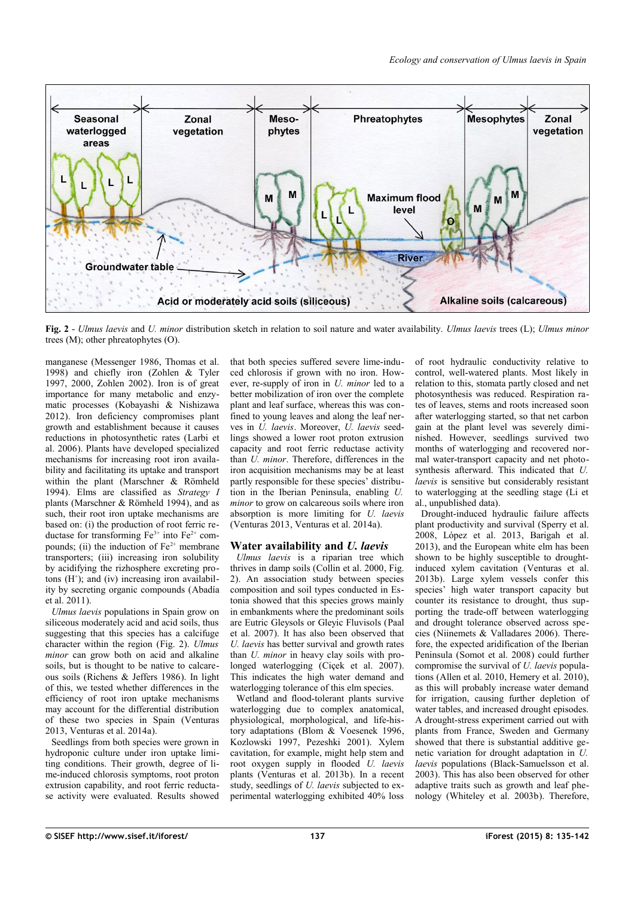**Fig. 2** - *Ulmus laevis* and *U. minor* distribution sketch in relation to soil nature and water availability. *Ulmus laevis* trees (L); *Ulmus minor* trees (M); other phreatophytes (O).

manganese (Messenger 1986, Thomas et al. 1998) and chiefly iron (Zohlen & Tyler 1997, 2000, Zohlen 2002). Iron is of great importance for many metabolic and enzymatic processes (Kobayashi & Nishizawa 2012). Iron deficiency compromises plant growth and establishment because it causes reductions in photosynthetic rates (Larbi et al. 2006). Plants have developed specialized mechanisms for increasing root iron availability and facilitating its uptake and transport within the plant (Marschner & Römheld 1994). Elms are classified as *Strategy I* plants (Marschner & Römheld 1994), and as such, their root iron uptake mechanisms are based on: (i) the production of root ferric reductase for transforming $Fe^{3+}$ into $Fe^{2+}$ compounds; (ii) the induction of $Fe^{2+}$ membrane transporters; (iii) increasing iron solubility by acidifying the rizhosphere excreting protons ($H^{+}$); and (iv) increasing iron availability by secreting organic compounds (Abadía et al. 2011).

*Ulmus laevis* populations in Spain grow on siliceous moderately acid and acid soils, thus suggesting that this species has a calcifuge character within the region (Fig. 2). *Ulmus minor* can grow both on acid and alkaline soils, but is thought to be native to calcareous soils (Richens & Jeffers 1986). In light of this, we tested whether differences in the efficiency of root iron uptake mechanisms may account for the differential distribution of these two species in Spain (Venturas 2013, Venturas et al. 2014a).

Seedlings from both species were grown in hydroponic culture under iron uptake limiting conditions. Their growth, degree of lime-induced chlorosis symptoms, root proton extrusion capability, and root ferric reductase activity were evaluated. Results showed that both species suffered severe lime-induced chlorosis if grown with no iron. However, re-supply of iron in *U. minor* led to a better mobilization of iron over the complete plant and leaf surface, whereas this was confined to young leaves and along the leaf nerves in *U. laevis*. Moreover, *U. laevis* seedlings showed a lower root proton extrusion capacity and root ferric reductase activity than *U. minor*. Therefore, differences in the iron acquisition mechanisms may be at least partly responsible for these species' distribution in the Iberian Peninsula, enabling *U. minor* to grow on calcareous soils where iron absorption is more limiting for *U. laevis* (Venturas 2013, Venturas et al. 2014a).

## Water availability and *U. laevis*

*Ulmus laevis* is a riparian tree which thrives in damp soils (Collin et al. 2000, Fig. 2). An association study between species composition and soil types conducted in Estonia showed that this species grows mainly in embankments where the predominant soils are Eutric Gleysols or Gleyic Fluvisols (Paal et al. 2007). It has also been observed that *U. laevis* has better survival and growth rates than *U. minor* in heavy clay soils with prolonged waterlogging (Ciçek et al. 2007). This indicates the high water demand and waterlogging tolerance of this elm species.

Wetland and flood-tolerant plants survive waterlogging due to complex anatomical, physiological, morphological, and life-history adaptations (Blom & Voesenek 1996, Kozlowski 1997, Pezeshki 2001). Xylem cavitation, for example, might help stem and root oxygen supply in flooded *U. laevis* plants (Venturas et al. 2013b). In a recent study, seedlings of *U. laevis* subjected to experimental waterlogging exhibited 40% loss of root hydraulic conductivity relative to control, well-watered plants. Most likely in relation to this, stomata partly closed and net photosynthesis was reduced. Respiration rates of leaves, stems and roots increased soon after waterlogging started, so that net carbon gain at the plant level was severely diminished. However, seedlings survived two months of waterlogging and recovered normal water-transport capacity and net photosynthesis afterward. This indicated that *U. laevis* is sensitive but considerably resistant to waterlogging at the seedling stage (Li et al., unpublished data).

Drought-induced hydraulic failure affects plant productivity and survival (Sperry et al. 2008, López et al. 2013, Barigah et al. 2013), and the European white elm has been shown to be highly susceptible to drought-induced xylem cavitation (Venturas et al. 2013b). Large xylem vessels confer this species' high water transport capacity but counter its resistance to drought, thus supporting the trade-off between waterlogging and drought tolerance observed across species (Niinemets & Valladares 2006). Therefore, the expected aridification of the Iberian Peninsula (Somot et al. 2008) could further compromise the survival of *U. laevis* populations (Allen et al. 2010, Hemery et al. 2010), as this will probably increase water demand for irrigation, causing further depletion of water tables, and increased drought episodes. A drought-stress experiment carried out with plants from France, Sweden and Germany showed that there is substantial additive genetic variation for drought adaptation in *U. laevis* populations (Black-Samuelsson et al. 2003). This has also been observed for other adaptive traits such as growth and leaf phenology (Whiteley et al. 2003b). Therefore,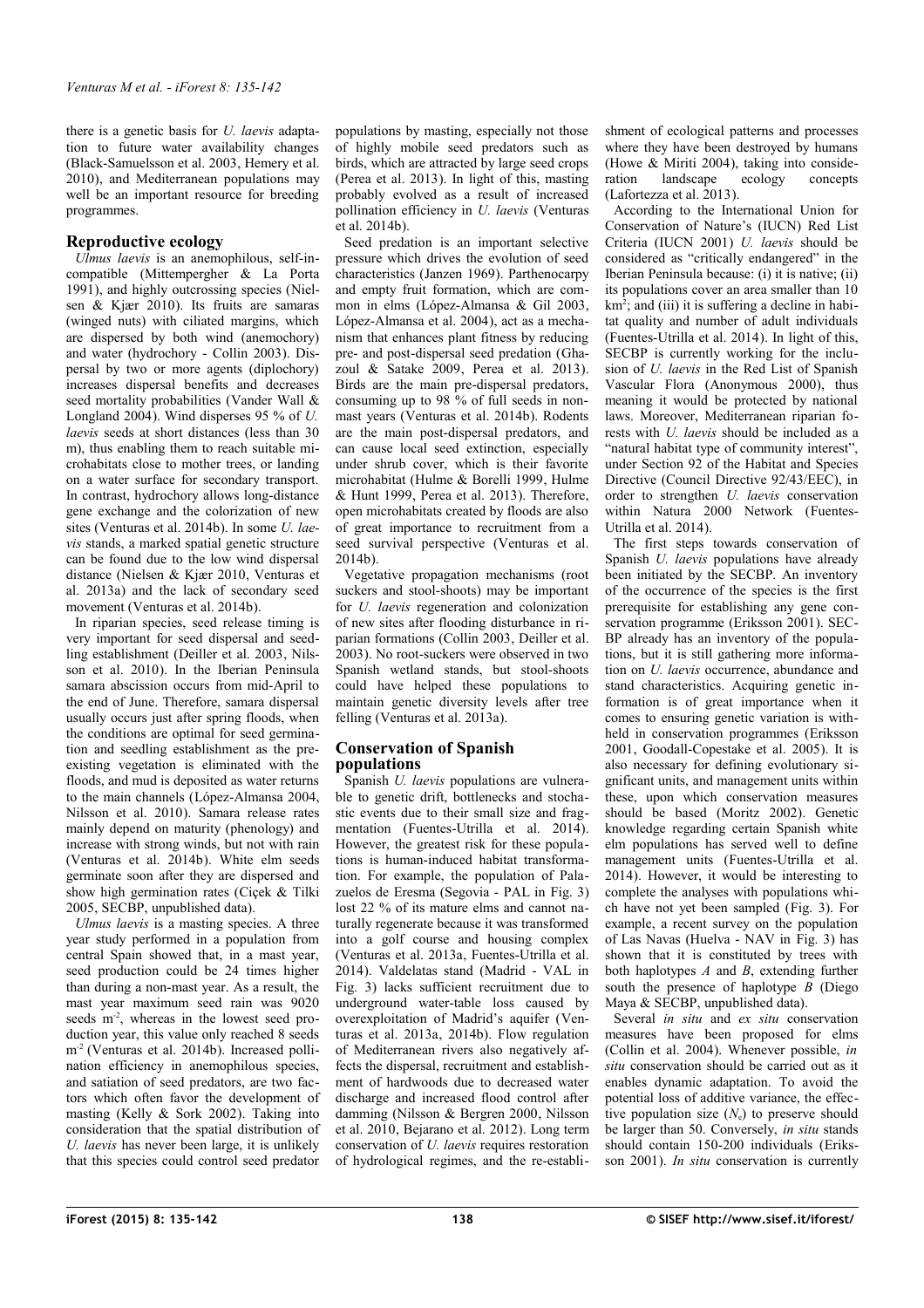there is a genetic basis for *U. laevis* adaptation to future water availability changes (Black-Samuelsson et al. 2003, Hemery et al. 2010), and Mediterranean populations may well be an important resource for breeding programmes.

## Reproductive ecology

*Ulmus laevis* is an anemophilous, self-incompatible (Mittempergher & La Porta 1991), and highly outcrossing species (Nielsen & Kjær 2010). Its fruits are samaras (winged nuts) with ciliated margins, which are dispersed by both wind (anemochory) and water (hydrochory - Collin 2003). Dispersal by two or more agents (diplochory) increases dispersal benefits and decreases seed mortality probabilities (Vander Wall & Longland 2004). Wind disperses 95 % of *U. laevis* seeds at short distances (less than 30 m), thus enabling them to reach suitable microhabitats close to mother trees, or landing on a water surface for secondary transport. In contrast, hydrochory allows long-distance gene exchange and the colorization of new sites (Venturas et al. 2014b). In some *U. laevis* stands, a marked spatial genetic structure can be found due to the low wind dispersal distance (Nielsen & Kjær 2010, Venturas et al. 2013a) and the lack of secondary seed movement (Venturas et al. 2014b).

In riparian species, seed release timing is very important for seed dispersal and seedling establishment (Deiller et al. 2003, Nilsson et al. 2010). In the Iberian Peninsula samara abscission occurs from mid-April to the end of June. Therefore, samara dispersal usually occurs just after spring floods, when the conditions are optimal for seed germination and seedling establishment as the pre-existing vegetation is eliminated with the floods, and mud is deposited as water returns to the main channels (López-Almansa 2004, Nilsson et al. 2010). Samara release rates mainly depend on maturity (phenology) and increase with strong winds, but not with rain (Venturas et al. 2014b). White elm seeds germinate soon after they are dispersed and show high germination rates (Ciçek & Tilki 2005, SECBP, unpublished data).

*Ulmus laevis* is a masting species. A three year study performed in a population from central Spain showed that, in a mast year, seed production could be 24 times higher than during a non-mast year. As a result, the mast year maximum seed rain was 9020 seeds $m^{-2}$, whereas in the lowest seed production year, this value only reached 8 seeds $m^{-2}$ (Venturas et al. 2014b). Increased pollination efficiency in anemophilous species, and satiation of seed predators, are two factors which often favor the development of masting (Kelly & Sork 2002). Taking into consideration that the spatial distribution of *U. laevis* has never been large, it is unlikely that this species could control seed predator populations by masting, especially not those of highly mobile seed predators such as birds, which are attracted by large seed crops (Perea et al. 2013). In light of this, masting probably evolved as a result of increased pollination efficiency in *U. laevis* (Venturas et al. 2014b).

Seed predation is an important selective pressure which drives the evolution of seed characteristics (Janzen 1969). Parthenocarpy and empty fruit formation, which are common in elms (López-Almansa & Gil 2003, López-Almansa et al. 2004), act as a mechanism that enhances plant fitness by reducing pre- and post-dispersal seed predation (Ghazoul & Satake 2009, Perea et al. 2013). Birds are the main pre-dispersal predators, consuming up to 98 % of full seeds in non-mast years (Venturas et al. 2014b). Rodents are the main post-dispersal predators, and can cause local seed extinction, especially under shrub cover, which is their favorite microhabitat (Hulme & Borelli 1999, Hulme & Hunt 1999, Perea et al. 2013). Therefore, open microhabitats created by floods are also of great importance to recruitment from a seed survival perspective (Venturas et al. 2014b).

Vegetative propagation mechanisms (root suckers and stool-shoots) may be important for *U. laevis* regeneration and colonization of new sites after flooding disturbance in riparian formations (Collin 2003, Deiller et al. 2003). No root-suckers were observed in two Spanish wetland stands, but stool-shoots could have helped these populations to maintain genetic diversity levels after tree felling (Venturas et al. 2013a).

## Conservation of Spanish populations

Spanish *U. laevis* populations are vulnerable to genetic drift, bottlenecks and stochastic events due to their small size and fragmentation (Fuentes-Utrilla et al. 2014). However, the greatest risk for these populations is human-induced habitat transformation. For example, the population of Palazuelos de Eresma (Segovia - PAL in Fig. 3) lost 22 % of its mature elms and cannot naturally regenerate because it was transformed into a golf course and housing complex (Venturas et al. 2013a, Fuentes-Utrilla et al. 2014). Valdelatas stand (Madrid - VAL in Fig. 3) lacks sufficient recruitment due to underground water-table loss caused by overexploitation of Madrid's aquifer (Venturas et al. 2013a, 2014b). Flow regulation of Mediterranean rivers also negatively affects the dispersal, recruitment and establishment of hardwoods due to decreased water discharge and increased flood control after damming (Nilsson & Bergren 2000, Nilsson et al. 2010, Bejarano et al. 2012). Long term conservation of *U. laevis* requires restoration of hydrological regimes, and the re-establishment of ecological patterns and processes where they have been destroyed by humans (Howe & Miriti 2004), taking into consideration landscape ecology concepts (Lafortezza et al. 2013).

According to the International Union for Conservation of Nature's (IUCN) Red List Criteria (IUCN 2001) *U. laevis* should be considered as "critically endangered" in the Iberian Peninsula because: (i) it is native; (ii) its populations cover an area smaller than 10 $km^2$; and (iii) it is suffering a decline in habitat quality and number of adult individuals (Fuentes-Utrilla et al. 2014). In light of this, SECBP is currently working for the inclusion of *U. laevis* in the Red List of Spanish Vascular Flora (Anonymous 2000), thus meaning it would be protected by national laws. Moreover, Mediterranean riparian forests with *U. laevis* should be included as a "natural habitat type of community interest", under Section 92 of the Habitat and Species Directive (Council Directive 92/43/EEC), in order to strengthen *U. laevis* conservation within Natura 2000 Network (Fuentes-Utrilla et al. 2014).

The first steps towards conservation of Spanish *U. laevis* populations have already been initiated by the SECBP. An inventory of the occurrence of the species is the first prerequisite for establishing any gene conservation programme (Eriksson 2001). SECBP already has an inventory of the populations, but it is still gathering more information on *U. laevis* occurrence, abundance and stand characteristics. Acquiring genetic information is of great importance when it comes to ensuring genetic variation is withheld in conservation programmes (Eriksson 2001, Goodall-Copestake et al. 2005). It is also necessary for defining evolutionary significant units, and management units within these, upon which conservation measures should be based (Moritz 2002). Genetic knowledge regarding certain Spanish white elm populations has served well to define management units (Fuentes-Utrilla et al. 2014). However, it would be interesting to complete the analyses with populations which have not yet been sampled (Fig. 3). For example, a recent survey on the population of Las Navas (Huelva - NAV in Fig. 3) has shown that it is constituted by trees with both haplotypes *A* and *B*, extending further south the presence of haplotype *B* (Diego Maya & SECBP, unpublished data).

Several *in situ* and *ex situ* conservation measures have been proposed for elms (Collin et al. 2004). Whenever possible, *in situ* conservation should be carried out as it enables dynamic adaptation. To avoid the potential loss of additive variance, the effective population size ($N_e$) to preserve should be larger than 50. Conversely, *in situ* stands should contain 150-200 individuals (Eriksson 2001). *In situ* conservation is currently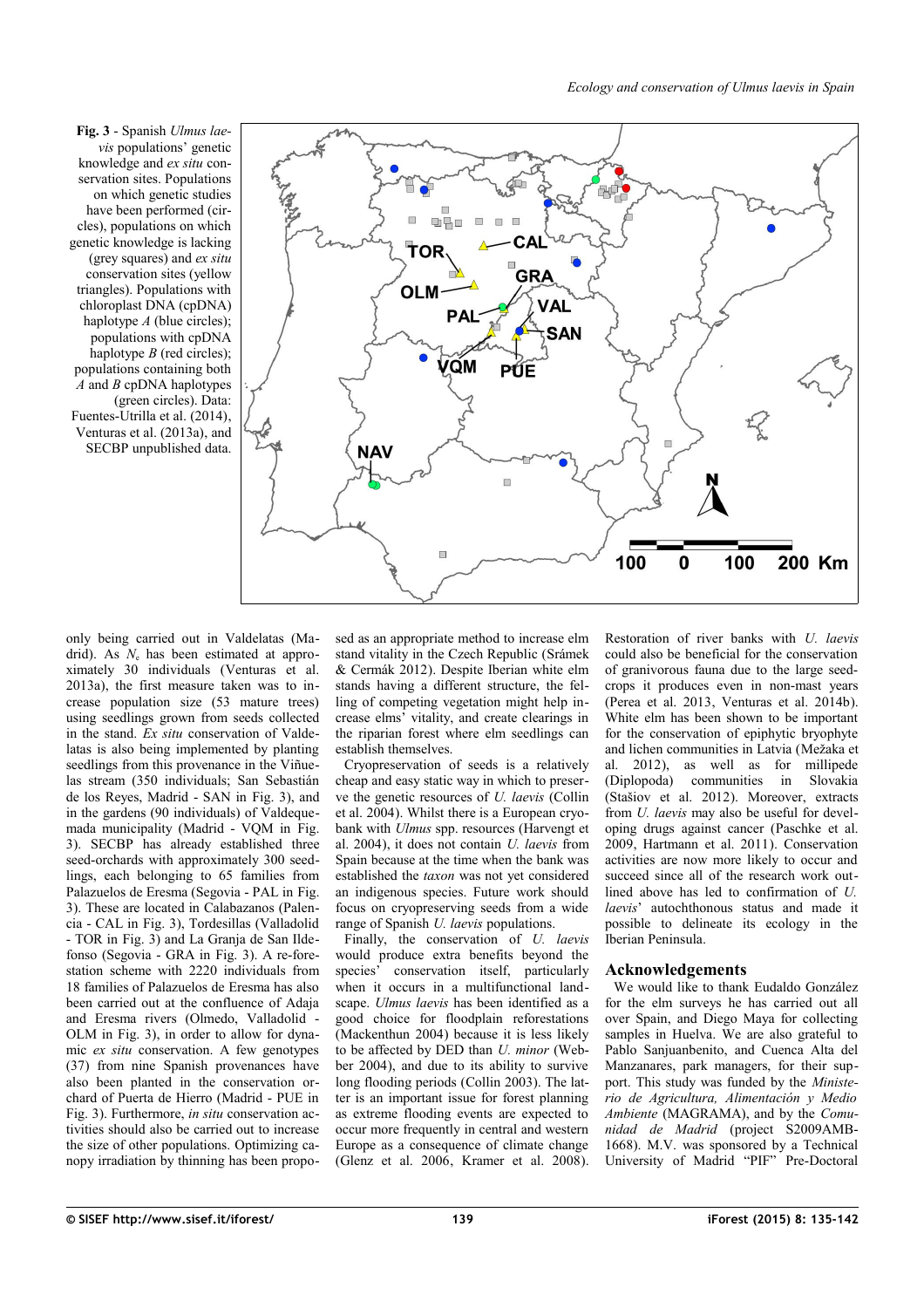**Fig. 3** - Spanish *Ulmus laevis* populations' genetic knowledge and *ex situ* conservation sites. Populations on which genetic studies have been performed (circles), populations on which genetic knowledge is lacking (grey squares) and *ex situ* conservation sites (yellow triangles). Populations with chloroplast DNA (cpDNA) haplotype *A* (blue circles); populations with cpDNA haplotype *B* (red circles); populations containing both *A* and *B* cpDNA haplotypes (green circles). Data: Fuentes-Utrilla et al. (2014), Venturas et al. (2013a), and SECBP unpublished data.

only being carried out in Valdelatas (Madrid). As $N_e$ has been estimated at approximately 30 individuals (Venturas et al. 2013a), the first measure taken was to increase population size (53 mature trees) using seedlings grown from seeds collected in the stand. *Ex situ* conservation of Valdelatas is also being implemented by planting seedlings from this provenance in the Viñuelas stream (350 individuals; San Sebastián de los Reyes, Madrid - SAN in Fig. 3), and in the gardens (90 individuals) of Valdequemada municipality (Madrid - VQM in Fig. 3). SECBP has already established three seed-orchards with approximately 300 seedlings, each belonging to 65 families from Palazuelos de Eresma (Segovia - PAL in Fig. 3). These are located in Calabazanos (Palencia - CAL in Fig. 3), Tordesillas (Valladolid - TOR in Fig. 3) and La Granja de San Ildefonso (Segovia - GRA in Fig. 3). A re-forestation scheme with 2220 individuals from 18 families of Palazuelos de Eresma has also been carried out at the confluence of Adaja and Eresma rivers (Olmedo, Valladolid - OLM in Fig. 3), in order to allow for dynamic *ex situ* conservation. A few genotypes (37) from nine Spanish provenances have also been planted in the conservation orchard of Puerta de Hierro (Madrid - PUE in Fig. 3). Furthermore, *in situ* conservation activities should also be carried out to increase the size of other populations. Optimizing canopy irradiation by thinning has been proposed as an appropriate method to increase elm stand vitality in the Czech Republic (Šrámek & Cermák 2012). Despite Iberian white elm stands having a different structure, the felling of competing vegetation might help increase elms' vitality, and create clearings in the riparian forest where elm seedlings can establish themselves.

Cryopreservation of seeds is a relatively cheap and easy static way in which to preserve the genetic resources of *U. laevis* (Collin et al. 2004). Whilst there is a European cryobank with *Ulmus* spp. resources (Harvengt et al. 2004), it does not contain *U. laevis* from Spain because at the time when the bank was established the *taxon* was not yet considered an indigenous species. Future work should focus on cryopreserving seeds from a wide range of Spanish *U. laevis* populations.

Finally, the conservation of *U. laevis* would produce extra benefits beyond the species' conservation itself, particularly when it occurs in a multifunctional landscape. *Ulmus laevis* has been identified as a good choice for floodplain reforestations (Mackenthun 2004) because it is less likely to be affected by DED than *U. minor* (Webber 2004), and due to its ability to survive long flooding periods (Collin 2003). The latter is an important issue for forest planning as extreme flooding events are expected to occur more frequently in central and western Europe as a consequence of climate change (Glenz et al. 2006, Kramer et al. 2008). Restoration of river banks with *U. laevis* could also be beneficial for the conservation of granivorous fauna due to the large seed-crops it produces even in non-mast years (Perea et al. 2013, Venturas et al. 2014b). White elm has been shown to be important for the conservation of epiphytic bryophyte and lichen communities in Latvia (Mežaka et al. 2012), as well as for millipede (Diplopoda) communities in Slovakia (Stašiov et al. 2012). Moreover, extracts from *U. laevis* may also be useful for developing drugs against cancer (Paschke et al. 2009, Hartmann et al. 2011). Conservation activities are now more likely to occur and succeed since all of the research work outlined above has led to confirmation of *U. laevis*' autochthonous status and made it possible to delineate its ecology in the Iberian Peninsula.

## Acknowledgements

We would like to thank Eudaldo González for the elm surveys he has carried out all over Spain, and Diego Maya for collecting samples in Huelva. We are also grateful to Pablo Sanjuanbenito, and Cuenca Alta del Manzanares, park managers, for their support. This study was funded by the *Ministerio de Agricultura, Alimentación y Medio Ambiente* (MAGRAMA), and by the *Comunidad de Madrid* (project S2009AMB-1668). M.V. was sponsored by a Technical University of Madrid "PIF" Pre-Doctoral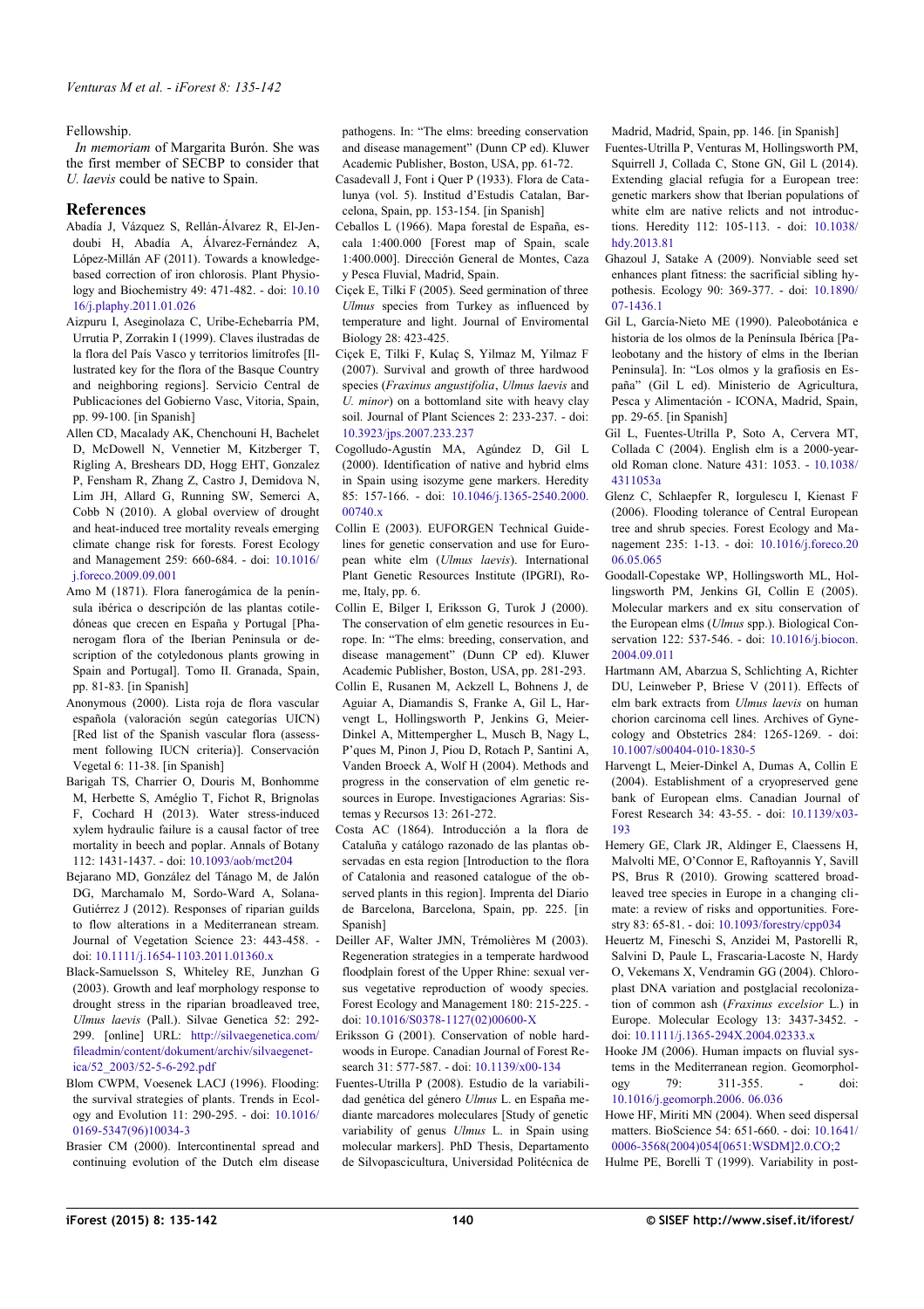Fellowship.

*In memoriam* of Margarita Burón. She was the first member of SECBP to consider that *U. laevis* could be native to Spain.

## References

Abadía J, Vázquez S, Rellán-Álvarez R, El-Jendoubi H, Abadía A, Álvarez-Fernández A, López-Millán AF (2011). Towards a knowledge-based correction of iron chlorosis. Plant Physiology and Biochemistry 49: 471-482. - doi: 10.1016/j.plaphy.2011.01.026

Aizpuru I, Aseginolaza C, Uribe-Echebarría PM, Urrutia P, Zorrakin I (1999). Claves ilustradas de la flora del País Vasco y territorios limítrofes [Illustrated key for the flora of the Basque Country and neighboring regions]. Servicio Central de Publicaciones del Gobierno Vasc, Vitoria, Spain, pp. 99-100. [in Spanish]

Allen CD, Macalady AK, Chenchouni H, Bachelet D, McDowell N, Vennetier M, Kitzberger T, Rigling A, Breshears DD, Hogg EHT, Gonzalez P, Fensham R, Zhang Z, Castro J, Demidova N, Lim JH, Allard G, Running SW, Semerci A, Cobb N (2010). A global overview of drought and heat-induced tree mortality reveals emerging climate change risk for forests. Forest Ecology and Management 259: 660-684. - doi: 10.1016/j.foreco.2009.09.001

Amo M (1871). Flora fanerogámica de la península ibérica o descripción de las plantas cotiledóneas que crecen en España y Portugal [Phanerogam flora of the Iberian Peninsula or description of the cotyledonous plants growing in Spain and Portugal]. Tomo II. Granada, Spain, pp. 81-83. [in Spanish]

Anonymous (2000). Lista roja de flora vascular española (valoración según categorías UICN) [Red list of the Spanish vascular flora (assessment following IUCN criteria)]. Conservación Vegetal 6: 11-38. [in Spanish]

Barigah TS, Charrier O, Douris M, Bonhomme M, Herbette S, Améglio T, Fichot R, Brignolas F, Cochard H (2013). Water stress-induced xylem hydraulic failure is a causal factor of tree mortality in beech and poplar. Annals of Botany 112: 1431-1437. - doi: 10.1093/aob/mct204

Bejarano MD, González del Tánago M, de Jalón DG, Marchamalo M, Sordo-Ward A, Solana-Gutiérrez J (2012). Responses of riparian guilds to flow alterations in a Mediterranean stream. Journal of Vegetation Science 23: 443-458. - doi: 10.1111/j.1654-1103.2011.01360.x

Black-Samuelsson S, Whiteley RE, Junzhan G (2003). Growth and leaf morphology response to drought stress in the riparian broadleaved tree, *Ulmus laevis* (Pall.). Silvae Genetica 52: 292-299. [online] URL: http://silvaegenetica.com/fileadmin/content/dokument/archiv/silvaegenetica/52_2003/52-5-6-292.pdf

Blom CWPM, Voesenek LACJ (1996). Flooding: the survival strategies of plants. Trends in Ecology and Evolution 11: 290-295. - doi: 10.1016/0169-5347(96)10034-3

Brasier CM (2000). Intercontinental spread and continuing evolution of the Dutch elm disease pathogens. In: "The elms: breeding conservation and disease management" (Dunn CP ed). Kluwer Academic Publisher, Boston, USA, pp. 61-72.

Casadevall J, Font i Quer P (1933). Flora de Catalunya (vol. 5). Institud d'Estudis Catalan, Barcelona, Spain, pp. 153-154. [in Spanish]

Ceballos L (1966). Mapa forestal de España, escala 1:400.000 [Forest map of Spain, scale 1:400.000]. Dirección General de Montes, Caza y Pesca Fluvial, Madrid, Spain.

Ciçek E, Tilki F (2005). Seed germination of three *Ulmus* species from Turkey as influenced by temperature and light. Journal of Enviromental Biology 28: 423-425.

Ciçek E, Tilki F, Kulaç S, Yilmaz M, Yilmaz F (2007). Survival and growth of three hardwood species (*Fraxinus angustifolia*, *Ulmus laevis* and *U. minor*) on a bottomland site with heavy clay soil. Journal of Plant Sciences 2: 233-237. - doi: 10.3923/jps.2007.233.237

Cogolludo-Agustín MA, Agúndez D, Gil L (2000). Identification of native and hybrid elms in Spain using isozyme gene markers. Heredity 85: 157-166. - doi: 10.1046/j.1365-2540.2000.00740.x

Collin E (2003). EUFORGEN Technical Guidelines for genetic conservation and use for European white elm (*Ulmus laevis*). International Plant Genetic Resources Institute (IPGRI), Rome, Italy, pp. 6.

Collin E, Bilger I, Eriksson G, Turok J (2000). The conservation of elm genetic resources in Europe. In: "The elms: breeding, conservation, and disease management" (Dunn CP ed). Kluwer Academic Publisher, Boston, USA, pp. 281-293.

Collin E, Rusanen M, Ackzell L, Bohnens J, de Aguiar A, Diamandis S, Franke A, Gil L, Harvengt L, Hollingsworth P, Jenkins G, Meier-Dinkel A, Mittempergher L, Musch B, Nagy L, P'ques M, Pinon J, Piou D, Rotach P, Santini A, Vanden Broeck A, Wolf H (2004). Methods and progress in the conservation of elm genetic resources in Europe. Investigaciones Agrarias: Sistemas y Recursos 13: 261-272.

Costa AC (1864). Introducción a la flora de Cataluña y catálogo razonado de las plantas observadas en esta region [Introduction to the flora of Catalonia and reasoned catalogue of the observed plants in this region]. Imprenta del Diario de Barcelona, Barcelona, Spain, pp. 225. [in Spanish]

Deiller AF, Walter JMN, Trémolières M (2003). Regeneration strategies in a temperate hardwood floodplain forest of the Upper Rhine: sexual versus vegetative reproduction of woody species. Forest Ecology and Management 180: 215-225. - doi: 10.1016/S0378-1127(02)00600-X

Eriksson G (2001). Conservation of noble hardwoods in Europe. Canadian Journal of Forest Research 31: 577-587. - doi: 10.1139/x00-134

Fuentes-Utrilla P (2008). Estudio de la variabilidad genética del género *Ulmus* L. en España mediante marcadores moleculares [Study of genetic variability of genus *Ulmus* L. in Spain using molecular markers]. PhD Thesis, Departamento de Silvopascicultura, Universidad Politécnica de Madrid, Madrid, Spain, pp. 146. [in Spanish]

Fuentes-Utrilla P, Venturas M, Hollingsworth PM, Squirrell J, Collada C, Stone GN, Gil L (2014). Extending glacial refugia for a European tree: genetic markers show that Iberian populations of white elm are native relicts and not introductions. Heredity 112: 105-113. - doi: 10.1038/hdy.2013.81

Ghazoul J, Satake A (2009). Nonviable seed set enhances plant fitness: the sacrificial sibling hypothesis. Ecology 90: 369-377. - doi: 10.1890/07-1436.1

Gil L, García-Nieto ME (1990). Paleobotánica e historia de los olmos de la Península Ibérica [Paleobotany and the history of elms in the Iberian Peninsula]. In: "Los olmos y la grafiosis en España" (Gil L ed). Ministerio de Agricultura, Pesca y Alimentación - ICONA, Madrid, Spain, pp. 29-65. [in Spanish]

Gil L, Fuentes-Utrilla P, Soto A, Cervera MT, Collada C (2004). English elm is a 2000-year-old Roman clone. Nature 431: 1053. - 10.1038/4311053a

Glenz C, Schlaepfer R, Iorgulescu I, Kienast F (2006). Flooding tolerance of Central European tree and shrub species. Forest Ecology and Management 235: 1-13. - doi: 10.1016/j.foreco.2006.05.065

Goodall-Copestake WP, Hollingsworth ML, Hollingsworth PM, Jenkins GI, Collin E (2005). Molecular markers and ex situ conservation of the European elms (*Ulmus* spp.). Biological Conservation 122: 537-546. - doi: 10.1016/j.biocon.2004.09.011

Hartmann AM, Abarzua S, Schlichting A, Richter DU, Leinweber P, Briese V (2011). Effects of elm bark extracts from *Ulmus laevis* on human chorion carcinoma cell lines. Archives of Gynecology and Obstetrics 284: 1265-1269. - doi: 10.1007/s00404-010-1830-5

Harvengt L, Meier-Dinkel A, Dumas A, Collin E (2004). Establishment of a cryopreserved gene bank of European elms. Canadian Journal of Forest Research 34: 43-55. - doi: 10.1139/x03-193

Hemery GE, Clark JR, Aldinger E, Claessens H, Malvolti ME, O'Connor E, Raftoyannis Y, Savill PS, Brus R (2010). Growing scattered broadleaved tree species in Europe in a changing climate: a review of risks and opportunities. Forestry 83: 65-81. - doi: 10.1093/forestry/cpp034

Heuertz M, Fineschi S, Anzidei M, Pastorelli R, Salvini D, Paule L, Frascaria-Lacoste N, Hardy O, Vekemans X, Vendramin GG (2004). Chloroplast DNA variation and postglacial recolonization of common ash (*Fraxinus excelsior* L.) in Europe. Molecular Ecology 13: 3437-3452. - doi: 10.1111/j.1365-294X.2004.02333.x

Hooke JM (2006). Human impacts on fluvial systems in the Mediterranean region. Geomorphology 79: 311-355. - doi: 10.1016/j.geomorph.2006. 06.036

Howe HF, Miriti MN (2004). When seed dispersal matters. BioScience 54: 651-660. - doi: 10.1641/0006-3568(2004)054[0651:WSDM]2.0.CO;2

Hulme PE, Borelli T (1999). Variability in post-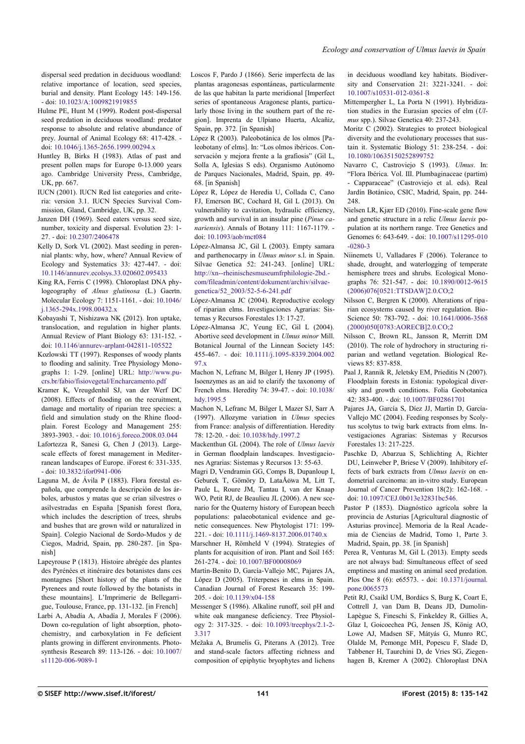dispersal seed predation in deciduous woodland: relative importance of location, seed species, burial and density. Plant Ecology 145: 149-156. - doi: 10.1023/A:1009821919855

Hulme PE, Hunt M (1999). Rodent post-dispersal seed predation in deciduous woodland: predator response to absolute and relative abundance of prey. Journal of Animal Ecology 68: 417-428. - doi: 10.1046/j.1365-2656.1999.00294.x

Huntley B, Birks H (1983). Atlas of past and present pollen maps for Europe 0-13.000 years ago. Cambridge University Press, Cambridge, UK, pp. 667.

IUCN (2001). IUCN Red list categories and criteria: version 3.1. IUCN Species Survival Commission, Gland, Cambridge, UK, pp. 32.

Janzen DH (1969). Seed eaters versus seed size, number, toxicity and dispersal. Evolution 23: 1-27. - doi: 10.2307/2406478

Kelly D, Sork VL (2002). Mast seeding in perennial plants: why, how, where? Annual Review of Ecology and Systematics 33: 427-447. - doi: 10.1146/annurev.ecolsys.33.020602.095433

King RA, Ferris C (1998). Chloroplast DNA phylogeography of *Alnus glutinosa* (L.) Gaertn. Molecular Ecology 7: 1151-1161. - doi: 10.1046/j.1365-294x.1998.00432.x

Kobayashi T, Nishizawa NK (2012). Iron uptake, translocation, and regulation in higher plants. Annual Review of Plant Biology 63: 131-152. - doi: 10.1146/annurev-arplant-042811-105522

Kozlowski TT (1997). Responses of woody plants to flooding and salinity. Tree Physiology Monographs 1: 1-29. [online] URL: http://www.pucrs.br/fabio/fisiovegetal/Encharcamento.pdf

Kramer K, Vreugdenhil SJ, van der Werf DC (2008). Effects of flooding on the recruitment, damage and mortality of riparian tree species: a field and simulation study on the Rhine floodplain. Forest Ecology and Management 255: 3893-3903. - doi: 10.1016/j.foreco.2008.03.044

Lafortezza R, Sanesi G, Chen J (2013). Large-scale effects of forest management in Mediterranean landscapes of Europe. iForest 6: 331-335. - doi: 10.3832/ifor0941-006

Laguna M, de Ávila P (1883). Flora forestal española, que comprende la descripción de los árboles, arbustos y matas que se crían silvestres o asilvestradas en España [Spanish forest flora, which includes the description of trees, shrubs and bushes that are grown wild or naturalized in Spain]. Colegio Nacional de Sordo-Mudos y de Ciegos, Madrid, Spain, pp. 280-287. [in Spanish]

Lapeyrouse P (1813). Histoire abrégée des plantes des Pyrénées et itinéraire des botanistes dans ces montagnes [Short history of the plants of the Pyrenees and route followed by the botanists in these mountains]. L'Imprimerie de Bellegarrigue, Toulouse, France, pp. 131-132. [in French]

Larbi A, Abadía A, Abadía J, Morales F (2006). Down co-regulation of light absorption, photochemistry, and carboxylation in Fe deficient plants growing in different environments. Photosynthesis Research 89: 113-126. - doi: 10.1007/s11120-006-9089-1

Loscos F, Pardo J (1866). Serie imperfecta de las plantas aragonesas espontáneas, particularmente de las que habitan la parte meridional [Imperfect series of spontaneous Aragonese plants, particularly those living in the southern part of the region]. Imprenta de Ulpiano Huerta, Alcañiz, Spain, pp. 372. [in Spanish]

López R (2003). Paleobotánica de los olmos [Paleobotany of elms]. In: "Los olmos ibéricos. Conservación y mejora frente a la grafiosis" (Gil L, Solla A, Iglesias S eds). Organismo Autónomo de Parques Nacionales, Madrid, Spain, pp. 49-68. [in Spanish]

López R, López de Heredia U, Collada C, Cano FJ, Emerson BC, Cochard H, Gil L (2013). On vulnerability to cavitation, hydraulic efficiency, growth and survival in an insular pine (*Pinus canariensis*). Annals of Botany 111: 1167-1179. - doi: 10.1093/aob/mct084

López-Almansa JC, Gil L (2003). Empty samara and parthenocarpy in *Ulmus minor* s.l. in Spain. Silvae Genetica 52: 241-243. [online] URL: http://xn--rheinischesmuseumfrphilologie-2bd.-com/fileadmin/content/dokument/archiv/silvaegenetica/52_2003/52-5-6-241.pdf

López-Almansa JC (2004). Reproductive ecology of riparian elms. Investigaciones Agrarias: Sistemas y Recursos Forestales 13: 17-27.

López-Almansa JC, Yeung EC, Gil L (2004). Abortive seed development in *Ulmus minor* Mill. Botanical Journal of the Linnean Society 145: 455-467. - doi: 10.1111/j.1095-8339.2004.00297.x

Machon N, Lefranc M, Bilger I, Henry JP (1995). Isoenzymes as an aid to clarify the taxonomy of French elms. Heredity 74: 39-47. - doi: 10.1038/hdy.1995.5

Machon N, Lefranc M, Bilger I, Mazer SJ, Sarr A (1997). Allozyme variation in *Ulmus* species from France: analysis of differentiation. Heredity 78: 12-20. - doi: 10.1038/hdy.1997.2

Mackenthun GL (2004). The role of *Ulmus laevis* in German floodplain landscapes. Investigaciones Agrarias: Sistemas y Recursos 13: 55-63.

Magri D, Vendramin GG, Comps B, Dupanloup I, Geburek T, Gömöry D, LataÅowa M, Litt T, Paule L, Roure JM, Tantau I, van der Knaap WO, Petit RJ, de Beaulieu JL (2006). A new scenario for the Quaternary history of European beech populations: palaeobotanical evidence and genetic consequences. New Phytologist 171: 199-221. - doi: 10.1111/j.1469-8137.2006.01740.x

Marschner H, Römheld V (1994). Strategies of plants for acquisition of iron. Plant and Soil 165: 261-274. - doi: 10.1007/BF00008069

Martín-Benito D, García-Vallejo MC, Pajares JA, López D (2005). Triterpenes in elms in Spain. Canadian Journal of Forest Research 35: 199-205. - doi: 10.1139/x04-158

Messenger S (1986). Alkaline runoff, soil pH and white oak manganese deficiency. Tree Physiology 2: 317-325. - doi: 10.1093/treephys/2.1-2-3.317

Mežaka A, Brumelis G, Piterans A (2012). Tree and stand-scale factors affecting richness and composition of epiphytic bryophytes and lichens in deciduous woodland key habitats. Biodiversity and Conservation 21: 3221-3241. - doi: 10.1007/s10531-012-0361-8

Mittempergher L, La Porta N (1991). Hybridization studies in the Eurasian species of elm (*Ulmus* spp.). Silvae Genetica 40: 237-243.

Moritz C (2002). Strategies to protect biological diversity and the evolutionary processes that sustain it. Systematic Biology 51: 238-254. - doi: 10.1080/10635150252899752

Navarro C, Castroviejo S (1993). *Ulmus*. In: "Flora Ibérica. Vol. III. Plumbaginaceae (partim) - Capparaceae" (Castroviejo et al. eds). Real Jardín Botánico, CSIC, Madrid, Spain, pp. 244-248.

Nielsen LR, Kjær ED (2010). Fine-scale gene flow and genetic structure in a relic *Ulmus laevis* population at its northern range. Tree Genetics and Genomes 6: 643-649. - doi: 10.1007/s11295-010-0280-3

Niinemets U, Valladares F (2006). Tolerance to shade, drought, and waterlogging of temperate hemisphere trees and shrubs. Ecological Monographs 76: 521-547. - doi: 10.1890/0012-9615(2006)076[0521:TTSDAW]2.0.CO;2

Nilsson C, Bergren K (2000). Alterations of riparian ecosystems caused by river regulation. BioScience 50: 783-792. - doi: 10.1641/0006-3568(2000)050[0783:AORECB]2.0.CO;2

Nilsson C, Brown RL, Jansson R, Merritt DM (2010). The role of hydrochory in structuring riparian and wetland vegetation. Biological Reviews 85: 837-858.

Paal J, Rannik R, Jeletsky EM, Prieditis N (2007). Floodplain forests in Estonia: typological diversity and growth conditions. Folia Geobotanica 42: 383-400. - doi: 10.1007/BF02861701

Pajares JA, García S, Díez JJ, Martín D, García-Vallejo MC (2004). Feeding responses by Scolytus scolytus to twig bark extracts from elms. Investigaciones Agrarias: Sistemas y Recursos Forestales 13: 217-225.

Paschke D, Abarzua S, Schlichting A, Richter DU, Leinweber P, Briese V (2009). Inhibitory effects of bark extracts from *Ulmus laevis* on endometrial carcinoma: an in-vitro study. European Journal of Cancer Prevention 18(2): 162-168. - doi: 10.1097/CEJ.0b013e32831bc546.

Pastor P (1853). Diagnóstico agrícola sobre la provincia de Asturias [Agricultural diagnostic of Asturias province]. Memoria de la Real Academia de Ciencias de Madrid, Tomo 1, Parte 3. Madrid, Spain, pp. 38. [in Spanish]

Perea R, Venturas M, Gil L (2013). Empty seeds are not always bad: Simultaneous effect of seed emptiness and masting on animal seed predation. Plos One 8 (6): e65573. - doi: 10.1371/journal.pone.0065573

Petit RJ, Csaikl UM, Bordács S, Burg K, Coart E, Cottrell J, van Dam B, Deans JD, Dumolin-Lapègue S, Fineschi S, Finkeldey R, Gillies A, Glaz I, Goicoechea PG, Jensen JS, König AO, Lowe AJ, Madsen SF, Mátyás G, Munro RC, Olalde M, Pemonge MH, Popescu F, Slade D, Tabbener H, Taurchini D, de Vries SG, Ziegenhagen B, Kremer A (2002). Chloroplast DNA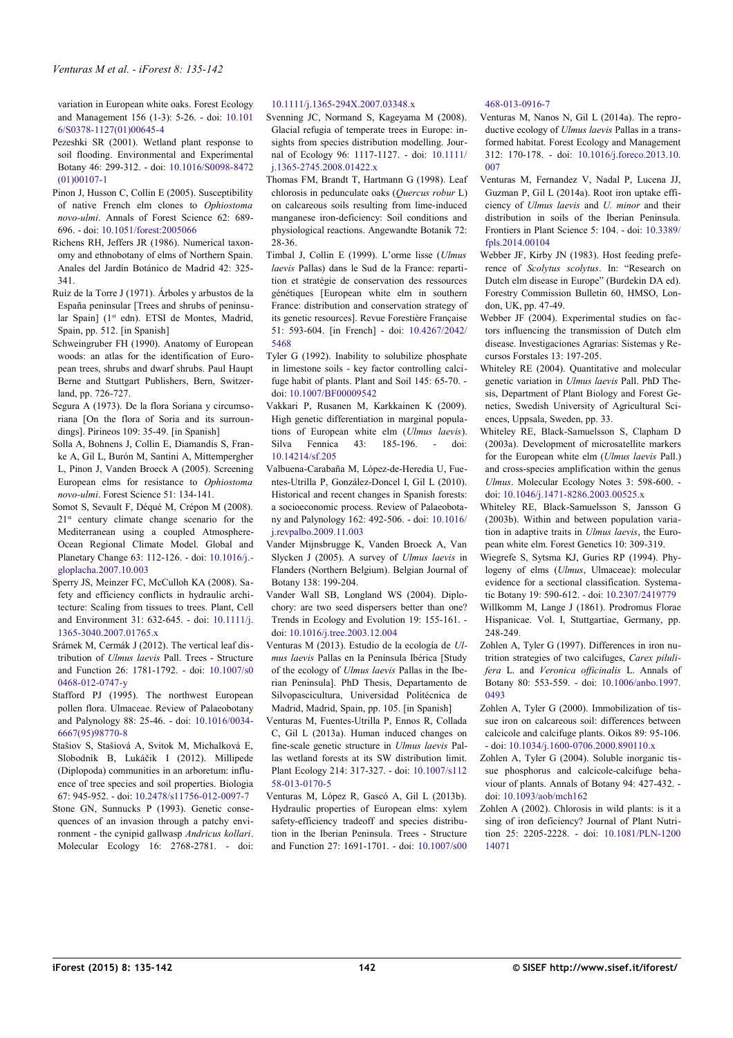variation in European white oaks. Forest Ecology and Management 156 (1-3): 5-26. - doi: 10.1016/S0378-1127(01)00645-4

Pezeshki SR (2001). Wetland plant response to soil flooding. Environmental and Experimental Botany 46: 299-312. - doi: 10.1016/S0098-8472(01)00107-1

Pinon J, Husson C, Collin E (2005). Susceptibility of native French elm clones to *Ophiostoma novo-ulmi*. Annals of Forest Science 62: 689-696. - doi: 10.1051/forest:2005066

Richens RH, Jeffers JR (1986). Numerical taxonomy and ethnobotany of elms of Northern Spain. Anales del Jardín Botánico de Madrid 42: 325-341.

Ruíz de la Torre J (1971). Árboles y arbustos de la España peninsular [Trees and shrubs of peninsular Spain] (1st edn). ETSI de Montes, Madrid, Spain, pp. 512. [in Spanish]

Schweingruber FH (1990). Anatomy of European woods: an atlas for the identification of European trees, shrubs and dwarf shrubs. Paul Haupt Berne and Stuttgart Publishers, Bern, Switzerland, pp. 726-727.

Segura A (1973). De la flora Soriana y circumsoriana [On the flora of Soria and its surroundings]. Pirineos 109: 35-49. [in Spanish]

Solla A, Bohnens J, Collin E, Diamandis S, Franke A, Gil L, Burón M, Santini A, Mittempergher L, Pinon J, Vanden Broeck A (2005). Screening European elms for resistance to *Ophiostoma novo-ulmi*. Forest Science 51: 134-141.

Somot S, Sevault F, Déqué M, Crépon M (2008). 21st century climate change scenario for the Mediterranean using a coupled Atmosphere-Ocean Regional Climate Model. Global and Planetary Change 63: 112-126. - doi: 10.1016/j.gloplacha.2007.10.003

Sperry JS, Meinzer FC, McCulloh KA (2008). Safety and efficiency conflicts in hydraulic architecture: Scaling from tissues to trees. Plant, Cell and Environment 31: 632-645. - doi: 10.1111/j.1365-3040.2007.01765.x

Šrámek M, Čermák J (2012). The vertical leaf distribution of *Ulmus laevis* Pall. Trees - Structure and Function 26: 1781-1792. - doi: 10.1007/s00468-012-0747-y

Stafford PJ (1995). The northwest European pollen flora. Ulmaceae. Review of Palaeobotany and Palynology 88: 25-46. - doi: 10.1016/0034-6667(95)98770-8

Stašiov S, Stašiová A, Svitok M, Michalková E, Slobodník B, Lukáčik I (2012). Millipede (Diplopoda) communities in an arboretum: influence of tree species and soil properties. Biologia 67: 945-952. - doi: 10.2478/s11756-012-0097-7

Stone GN, Sunnucks P (1993). Genetic consequences of an invasion through a patchy environment - the cynipid gallwasp *Andricus kollari*. Molecular Ecology 16: 2768-2781. - doi: 10.1111/j.1365-294X.2007.03348.x

Svenning JC, Normand S, Kageyama M (2008). Glacial refugia of temperate trees in Europe: insights from species distribution modelling. Journal of Ecology 96: 1117-1127. - doi: 10.1111/j.1365-2745.2008.01422.x

Thomas FM, Brandt T, Hartmann G (1998). Leaf chlorosis in pedunculate oaks (*Quercus robur* L) on calcareous soils resulting from lime-induced manganese iron-deficiency: Soil conditions and physiological reactions. Angewandte Botanik 72: 28-36.

Timbal J, Collin E (1999). L'orme lisse (*Ulmus laevis* Pallas) dans le Sud de la France: repartition et stratégie de conservation des ressources génétiques [European white elm in southern France: distribution and conservation strategy of its genetic resources]. Revue Forestière Française 51: 593-604. [in French] - doi: 10.4267/2042/5468

Tyler G (1992). Inability to solubilize phosphate in limestone soils - key factor controlling calcifuge habit of plants. Plant and Soil 145: 65-70. - doi: 10.1007/BF00009542

Vakkari P, Rusanen M, Karkkainen K (2009). High genetic differentiation in marginal populations of European white elm (*Ulmus laevis*). Silva Fennica 43: 185-196. - doi: 10.14214/sf.205

Valbuena-Carabaña M, López-de-Heredia U, Fuentes-Utrilla P, González-Doncel I, Gil L (2010). Historical and recent changes in Spanish forests: a socioeconomic process. Review of Palaeobotany and Palynology 162: 492-506. - doi: 10.1016/j.revpalbo.2009.11.003

Vander Mijnsbrugge K, Vanden Broeck A, Van Slycken J (2005). A survey of *Ulmus laevis* in Flanders (Northern Belgium). Belgian Journal of Botany 138: 199-204.

Vander Wall SB, Longland WS (2004). Diplochory: are two seed dispersers better than one? Trends in Ecology and Evolution 19: 155-161. - doi: 10.1016/j.tree.2003.12.004

Venturas M (2013). Estudio de la ecología de *Ulmus laevis* Pallas en la Península Ibérica [Study of the ecology of *Ulmus laevis* Pallas in the Iberian Peninsula]. PhD Thesis, Departamento de Silvopascicultura, Universidad Politécnica de Madrid, Madrid, Spain, pp. 105. [in Spanish]

Venturas M, Fuentes-Utrilla P, Ennos R, Collada C, Gil L (2013a). Human induced changes on fine-scale genetic structure in *Ulmus laevis* Pallas wetland forests at its SW distribution limit. Plant Ecology 214: 317-327. - doi: 10.1007/s11258-013-0170-5

Venturas M, López R, Gascó A, Gil L (2013b). Hydraulic properties of European elms: xylem safety-efficiency tradeoff and species distribution in the Iberian Peninsula. Trees - Structure and Function 27: 1691-1701. - doi: 10.1007/s00468-013-0916-7

Venturas M, Nanos N, Gil L (2014a). The reproductive ecology of *Ulmus laevis* Pallas in a transformed habitat. Forest Ecology and Management 312: 170-178. - doi: 10.1016/j.foreco.2013.10.007

Venturas M, Fernandez V, Nadal P, Lucena JJ, Guzman P, Gil L (2014a). Root iron uptake efficiency of *Ulmus laevis* and *U. minor* and their distribution in soils of the Iberian Peninsula. Frontiers in Plant Science 5: 104. - doi: 10.3389/fpls.2014.00104

Webber JF, Kirby JN (1983). Host feeding preference of *Scolytus scolytus*. In: "Research on Dutch elm disease in Europe" (Burdekin DA ed). Forestry Commission Bulletin 60, HMSO, London, UK, pp. 47-49.

Webber JF (2004). Experimental studies on factors influencing the transmission of Dutch elm disease. Investigaciones Agrarias: Sistemas y Recursos Forstales 13: 197-205.

Whiteley RE (2004). Quantitative and molecular genetic variation in *Ulmus laevis* Pall. PhD Thesis, Department of Plant Biology and Forest Genetics, Swedish University of Agricultural Sciences, Uppsala, Sweden, pp. 33.

Whiteley RE, Black-Samuelsson S, Clapham D (2003a). Development of microsatellite markers for the European white elm (*Ulmus laevis* Pall.) and cross-species amplification within the genus *Ulmus*. Molecular Ecology Notes 3: 598-600. - doi: 10.1046/j.1471-8286.2003.00525.x

Whiteley RE, Black-Samuelsson S, Jansson G (2003b). Within and between population variation in adaptive traits in *Ulmus laevis*, the European white elm. Forest Genetics 10: 309-319.

Wiegrefe S, Sytsma KJ, Guries RP (1994). Phylogeny of elms (*Ulmus*, Ulmaceae): molecular evidence for a sectional classification. Systematic Botany 19: 590-612. - doi: 10.2307/2419779

Willkomm M, Lange J (1861). Prodromus Florae Hispanicae. Vol. I, Stuttgartiae, Germany, pp. 248-249.

Zohlen A, Tyler G (1997). Differences in iron nutrition strategies of two calcifuges, *Carex pilulifera* L. and *Veronica officinalis* L. Annals of Botany 80: 553-559. - doi: 10.1006/anbo.1997.0493

Zohlen A, Tyler G (2000). Immobilization of tissue iron on calcareous soil: differences between calcicole and calcifuge plants. Oikos 89: 95-106. - doi: 10.1034/j.1600-0706.2000.890110.x

Zohlen A, Tyler G (2004). Soluble inorganic tissue phosphorus and calcicole-calcifuge behaviour of plants. Annals of Botany 94: 427-432. - doi: 10.1093/aob/mch162

Zohlen A (2002). Chlorosis in wild plants: is it a sing of iron deficiency? Journal of Plant Nutrition 25: 2205-2228. - doi: 10.1081/PLN-120014071